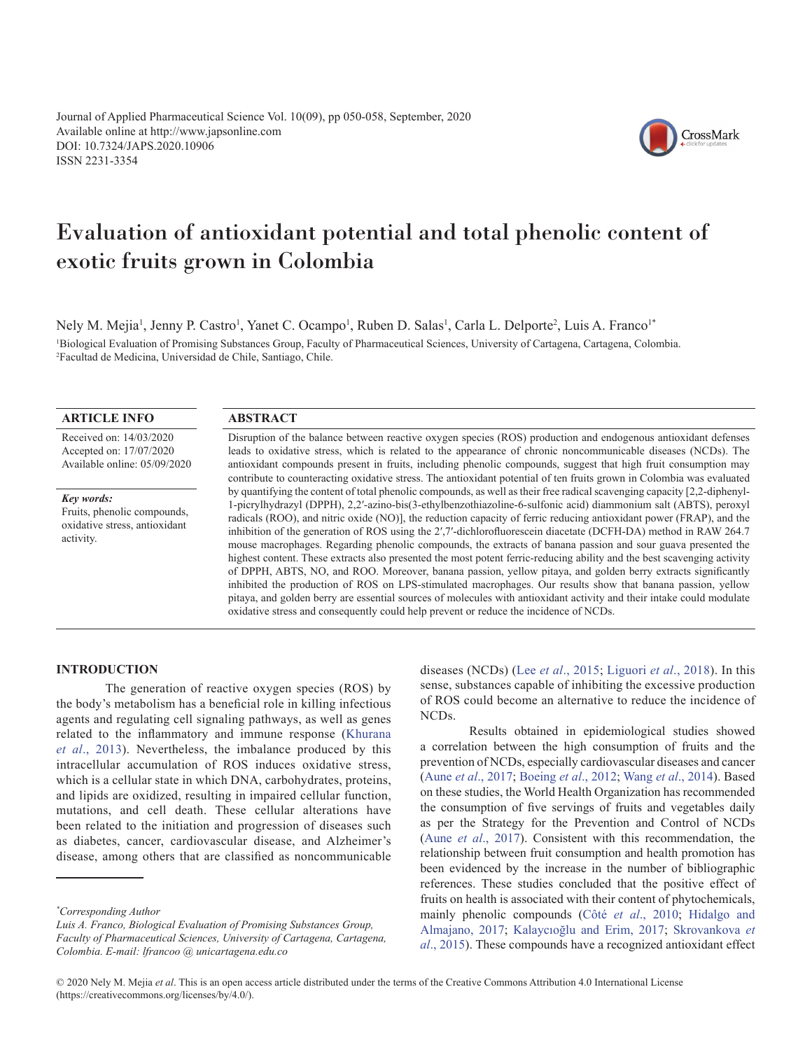# Evaluation of antioxidant potential and total phenolic content of exotic fruits grown in Colombia

Nely M. Mejia[1], Jenny P. Castro[1], Yanet C. Ocampo[1], Ruben D. Salas[1], Carla L. Delporte[2], Luis A. Franco[1*]

[1]Biological Evaluation of Promising Substances Group, Faculty of Pharmaceutical Sciences, University of Cartagena, Cartagena, Colombia.
[2]Facultad de Medicina, Universidad de Chile, Santiago, Chile.

## ARTICLE INFO

Received on: 14/03/2020
Accepted on: 17/07/2020
Available online: 05/09/2020

***Key words:***
Fruits, phenolic compounds, oxidative stress, antioxidant activity.

## ABSTRACT

Disruption of the balance between reactive oxygen species (ROS) production and endogenous antioxidant defenses leads to oxidative stress, which is related to the appearance of chronic noncommunicable diseases (NCDs). The antioxidant compounds present in fruits, including phenolic compounds, suggest that high fruit consumption may contribute to counteracting oxidative stress. The antioxidant potential of ten fruits grown in Colombia was evaluated by quantifying the content of total phenolic compounds, as well as their free radical scavenging capacity [2,2-diphenyl-1-picrylhydrazyl (DPPH), 2,2′-azino-bis(3-ethylbenzothiazoline-6-sulfonic acid) diammonium salt (ABTS), peroxyl radicals (ROO), and nitric oxide (NO)], the reduction capacity of ferric reducing antioxidant power (FRAP), and the inhibition of the generation of ROS using the 2′,7′-dichlorofluorescein diacetate (DCFH-DA) method in RAW 264.7 mouse macrophages. Regarding phenolic compounds, the extracts of banana passion and sour guava presented the highest content. These extracts also presented the most potent ferric-reducing ability and the best scavenging activity of DPPH, ABTS, NO, and ROO. Moreover, banana passion, yellow pitaya, and golden berry extracts significantly inhibited the production of ROS on LPS-stimulated macrophages. Our results show that banana passion, yellow pitaya, and golden berry are essential sources of molecules with antioxidant activity and their intake could modulate oxidative stress and consequently could help prevent or reduce the incidence of NCDs.

## INTRODUCTION

The generation of reactive oxygen species (ROS) by the body's metabolism has a beneficial role in killing infectious agents and regulating cell signaling pathways, as well as genes related to the inflammatory and immune response (Khurana *et al*., 2013). Nevertheless, the imbalance produced by this intracellular accumulation of ROS induces oxidative stress, which is a cellular state in which DNA, carbohydrates, proteins, and lipids are oxidized, resulting in impaired cellular function, mutations, and cell death. These cellular alterations have been related to the initiation and progression of diseases such as diabetes, cancer, cardiovascular disease, and Alzheimer's disease, among others that are classified as noncommunicable diseases (NCDs) (Lee *et al*., 2015; Liguori *et al*., 2018). In this sense, substances capable of inhibiting the excessive production of ROS could become an alternative to reduce the incidence of NCDs.

Results obtained in epidemiological studies showed a correlation between the high consumption of fruits and the prevention of NCDs, especially cardiovascular diseases and cancer (Aune *et al*., 2017; Boeing *et al*., 2012; Wang *et al*., 2014). Based on these studies, the World Health Organization has recommended the consumption of five servings of fruits and vegetables daily as per the Strategy for the Prevention and Control of NCDs (Aune *et al*., 2017). Consistent with this recommendation, the relationship between fruit consumption and health promotion has been evidenced by the increase in the number of bibliographic references. These studies concluded that the positive effect of fruits on health is associated with their content of phytochemicals, mainly phenolic compounds (Côté *et al*., 2010; Hidalgo and Almajano, 2017; Kalaycıoğlu and Erim, 2017; Skrovankova *et al*., 2015). These compounds have a recognized antioxidant effect

---

*Corresponding Author
*Luis A. Franco, Biological Evaluation of Promising Substances Group, Faculty of Pharmaceutical Sciences, University of Cartagena, Cartagena, Colombia. E-mail: lfrancoo @ unicartagena.edu.co*

© 2020 Nely M. Mejia *et al*. This is an open access article distributed under the terms of the Creative Commons Attribution 4.0 International License (https://creativecommons.org/licenses/by/4.0/).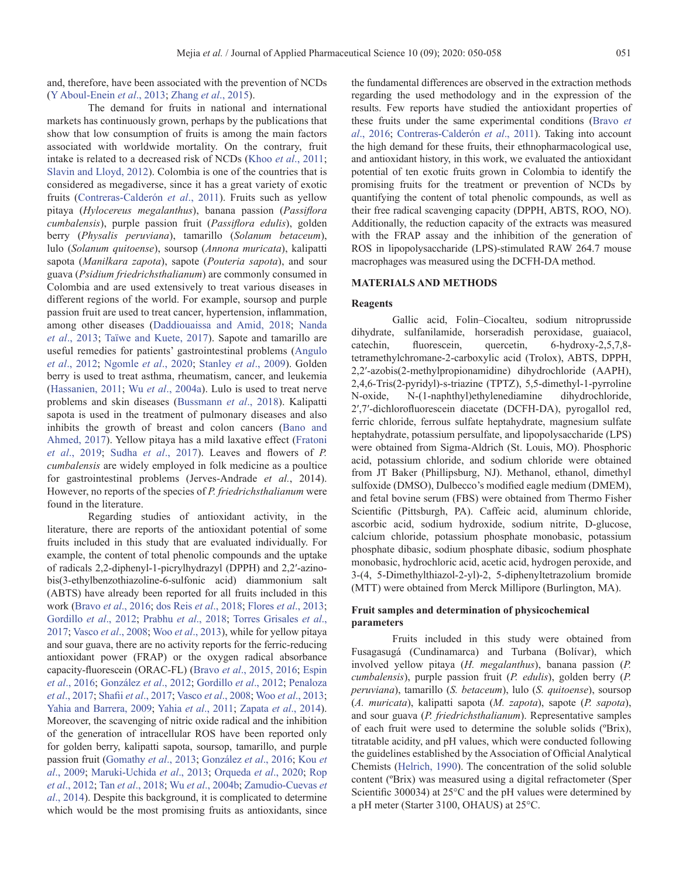and, therefore, have been associated with the prevention of NCDs (Y Aboul-Enein *et al*., 2013; Zhang *et al*., 2015).

The demand for fruits in national and international markets has continuously grown, perhaps by the publications that show that low consumption of fruits is among the main factors associated with worldwide mortality. On the contrary, fruit intake is related to a decreased risk of NCDs (Khoo *et al*., 2011; Slavin and Lloyd, 2012). Colombia is one of the countries that is considered as megadiverse, since it has a great variety of exotic fruits (Contreras-Calderón *et al*., 2011). Fruits such as yellow pitaya (*Hylocereus megalanthus*), banana passion (*Passiflora cumbalensis*), purple passion fruit (*Passiflora edulis*), golden berry (*Physalis peruviana*), tamarillo (*Solanum betaceum*), lulo (*Solanum quitoense*), soursop (*Annona muricata*), kalipatti sapota (*Manilkara zapota*), sapote (*Pouteria sapota*), and sour guava (*Psidium friedrichsthalianum*) are commonly consumed in Colombia and are used extensively to treat various diseases in different regions of the world. For example, soursop and purple passion fruit are used to treat cancer, hypertension, inflammation, among other diseases (Daddiouaissa and Amid, 2018; Nanda *et al*., 2013; Taïwe and Kuete, 2017). Sapote and tamarillo are useful remedies for patients' gastrointestinal problems (Angulo *et al*., 2012; Ngomle *et al*., 2020; Stanley *et al*., 2009). Golden berry is used to treat asthma, rheumatism, cancer, and leukemia (Hassanien, 2011; Wu *et al*., 2004a). Lulo is used to treat nerve problems and skin diseases (Bussmann *et al*., 2018). Kalipatti sapota is used in the treatment of pulmonary diseases and also inhibits the growth of breast and colon cancers (Bano and Ahmed, 2017). Yellow pitaya has a mild laxative effect (Fratoni *et al*., 2019; Sudha *et al*., 2017). Leaves and flowers of *P. cumbalensis* are widely employed in folk medicine as a poultice for gastrointestinal problems (Jerves-Andrade *et al*., 2014). However, no reports of the species of *P. friedrichsthalianum* were found in the literature.

Regarding studies of antioxidant activity, in the literature, there are reports of the antioxidant potential of some fruits included in this study that are evaluated individually. For example, the content of total phenolic compounds and the uptake of radicals 2,2-diphenyl-1-picrylhydrazyl (DPPH) and 2,2′-azino-bis(3-ethylbenzothiazoline-6-sulfonic acid) diammonium salt (ABTS) have already been reported for all fruits included in this work (Bravo *et al*., 2016; dos Reis *et al*., 2018; Flores *et al*., 2013; Gordillo *et al*., 2012; Prabhu *et al*., 2018; Torres Grisales *et al*., 2017; Vasco *et al*., 2008; Woo *et al*., 2013), while for yellow pitaya and sour guava, there are no activity reports for the ferric-reducing antioxidant power (FRAP) or the oxygen radical absorbance capacity-fluorescein (ORAC-FL) (Bravo *et al*., 2015, 2016; Espin *et al*., 2016; González *et al*., 2012; Gordillo *et al*., 2012; Penaloza *et al*., 2017; Shafii *et al*., 2017; Vasco *et al*., 2008; Woo *et al*., 2013; Yahia and Barrera, 2009; Yahia *et al*., 2011; Zapata *et al*., 2014). Moreover, the scavenging of nitric oxide radical and the inhibition of the generation of intracellular ROS have been reported only for golden berry, kalipatti sapota, soursop, tamarillo, and purple passion fruit (Gomathy *et al*., 2013; González *et al*., 2016; Kou *et al*., 2009; Maruki-Uchida *et al*., 2013; Orqueda *et al*., 2020; Rop *et al*., 2012; Tan *et al*., 2018; Wu *et al*., 2004b; Zamudio-Cuevas *et al*., 2014). Despite this background, it is complicated to determine which would be the most promising fruits as antioxidants, since the fundamental differences are observed in the extraction methods regarding the used methodology and in the expression of the results. Few reports have studied the antioxidant properties of these fruits under the same experimental conditions (Bravo *et al*., 2016; Contreras-Calderón *et al*., 2011). Taking into account the high demand for these fruits, their ethnopharmacological use, and antioxidant history, in this work, we evaluated the antioxidant potential of ten exotic fruits grown in Colombia to identify the promising fruits for the treatment or prevention of NCDs by quantifying the content of total phenolic compounds, as well as their free radical scavenging capacity (DPPH, ABTS, ROO, NO). Additionally, the reduction capacity of the extracts was measured with the FRAP assay and the inhibition of the generation of ROS in lipopolysaccharide (LPS)-stimulated RAW 264.7 mouse macrophages was measured using the DCFH-DA method.

## MATERIALS AND METHODS

### Reagents

Gallic acid, Folin–Ciocalteu, sodium nitroprusside dihydrate, sulfanilamide, horseradish peroxidase, guaiacol, catechin, fluorescein, quercetin, 6-hydroxy-2,5,7,8-tetramethylchromane-2-carboxylic acid (Trolox), ABTS, DPPH, 2,2′-azobis(2-methylpropionamidine) dihydrochloride (AAPH), 2,4,6-Tris(2-pyridyl)-s-triazine (TPTZ), 5,5-dimethyl-1-pyrroline N-oxide, N-(1-naphthyl)ethylenediamine dihydrochloride, 2′,7′-dichlorofluorescein diacetate (DCFH-DA), pyrogallol red, ferric chloride, ferrous sulfate heptahydrate, magnesium sulfate heptahydrate, potassium persulfate, and lipopolysaccharide (LPS) were obtained from Sigma-Aldrich (St. Louis, MO). Phosphoric acid, potassium chloride, and sodium chloride were obtained from JT Baker (Phillipsburg, NJ). Methanol, ethanol, dimethyl sulfoxide (DMSO), Dulbecco's modified eagle medium (DMEM), and fetal bovine serum (FBS) were obtained from Thermo Fisher Scientific (Pittsburgh, PA). Caffeic acid, aluminum chloride, ascorbic acid, sodium hydroxide, sodium nitrite, D-glucose, calcium chloride, potassium phosphate monobasic, potassium phosphate dibasic, sodium phosphate dibasic, sodium phosphate monobasic, hydrochloric acid, acetic acid, hydrogen peroxide, and 3-(4, 5-Dimethylthiazol-2-yl)-2, 5-diphenyltetrazolium bromide (MTT) were obtained from Merck Millipore (Burlington, MA).

### Fruit samples and determination of physicochemical parameters

Fruits included in this study were obtained from Fusagasugá (Cundinamarca) and Turbana (Bolívar), which involved yellow pitaya (*H. megalanthus*), banana passion (*P. cumbalensis*), purple passion fruit (*P. edulis*), golden berry (*P. peruviana*), tamarillo (*S. betaceum*), lulo (*S. quitoense*), soursop (*A. muricata*), kalipatti sapota (*M. zapota*), sapote (*P. sapota*), and sour guava (*P. friedrichsthalianum*). Representative samples of each fruit were used to determine the soluble solids (ºBrix), titratable acidity, and pH values, which were conducted following the guidelines established by the Association of Official Analytical Chemists (Helrich, 1990). The concentration of the solid soluble content (ºBrix) was measured using a digital refractometer (Sper Scientific 300034) at 25°C and the pH values were determined by a pH meter (Starter 3100, OHAUS) at 25°C.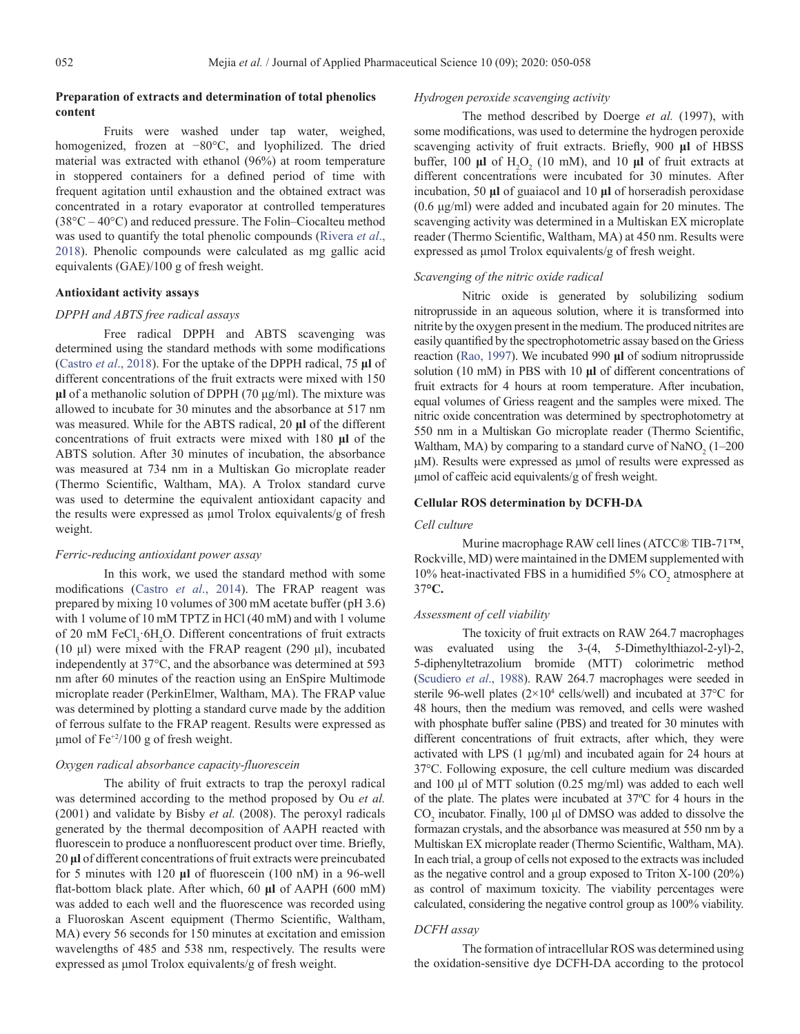### Preparation of extracts and determination of total phenolics content

Fruits were washed under tap water, weighed, homogenized, frozen at −80°C, and lyophilized. The dried material was extracted with ethanol (96%) at room temperature in stoppered containers for a defined period of time with frequent agitation until exhaustion and the obtained extract was concentrated in a rotary evaporator at controlled temperatures (38°C – 40°C) and reduced pressure. The Folin–Ciocalteu method was used to quantify the total phenolic compounds (Rivera *et al*., 2018). Phenolic compounds were calculated as mg gallic acid equivalents (GAE)/100 g of fresh weight.

### Antioxidant activity assays

#### *DPPH and ABTS free radical assays*

Free radical DPPH and ABTS scavenging was determined using the standard methods with some modifications (Castro *et al*., 2018). For the uptake of the DPPH radical, 75 **µl** of different concentrations of the fruit extracts were mixed with 150 **µl** of a methanolic solution of DPPH (70 µg/ml). The mixture was allowed to incubate for 30 minutes and the absorbance at 517 nm was measured. While for the ABTS radical, 20 **µl** of the different concentrations of fruit extracts were mixed with 180 **µl** of the ABTS solution. After 30 minutes of incubation, the absorbance was measured at 734 nm in a Multiskan Go microplate reader (Thermo Scientific, Waltham, MA). A Trolox standard curve was used to determine the equivalent antioxidant capacity and the results were expressed as µmol Trolox equivalents/g of fresh weight.

#### *Ferric-reducing antioxidant power assay*

In this work, we used the standard method with some modifications (Castro *et al*., 2014). The FRAP reagent was prepared by mixing 10 volumes of 300 mM acetate buffer (pH 3.6) with 1 volume of 10 mM TPTZ in HCl (40 mM) and with 1 volume of 20 mM $FeCl_3 \cdot 6H_2O$. Different concentrations of fruit extracts (10 µl) were mixed with the FRAP reagent (290 µl), incubated independently at 37°C, and the absorbance was determined at 593 nm after 60 minutes of the reaction using an EnSpire Multimode microplate reader (PerkinElmer, Waltham, MA). The FRAP value was determined by plotting a standard curve made by the addition of ferrous sulfate to the FRAP reagent. Results were expressed as µmol of $Fe^{+2}$/100 g of fresh weight.

#### *Oxygen radical absorbance capacity-fluorescein*

The ability of fruit extracts to trap the peroxyl radical was determined according to the method proposed by Ou *et al.* (2001) and validate by Bisby *et al.* (2008). The peroxyl radicals generated by the thermal decomposition of AAPH reacted with fluorescein to produce a nonfluorescent product over time. Briefly, 20 **µl** of different concentrations of fruit extracts were preincubated for 5 minutes with 120 **µl** of fluorescein (100 nM) in a 96-well flat-bottom black plate. After which, 60 **µl** of AAPH (600 mM) was added to each well and the fluorescence was recorded using a Fluoroskan Ascent equipment (Thermo Scientific, Waltham, MA) every 56 seconds for 150 minutes at excitation and emission wavelengths of 485 and 538 nm, respectively. The results were expressed as µmol Trolox equivalents/g of fresh weight.

#### *Hydrogen peroxide scavenging activity*

The method described by Doerge *et al.* (1997), with some modifications, was used to determine the hydrogen peroxide scavenging activity of fruit extracts. Briefly, 900 **µl** of HBSS buffer, 100 **µl** of $H_2O_2$ (10 mM), and 10 **µl** of fruit extracts at different concentrations were incubated for 30 minutes. After incubation, 50 **µl** of guaiacol and 10 **µl** of horseradish peroxidase (0.6 µg/ml) were added and incubated again for 20 minutes. The scavenging activity was determined in a Multiskan EX microplate reader (Thermo Scientific, Waltham, MA) at 450 nm. Results were expressed as µmol Trolox equivalents/g of fresh weight.

#### *Scavenging of the nitric oxide radical*

Nitric oxide is generated by solubilizing sodium nitroprusside in an aqueous solution, where it is transformed into nitrite by the oxygen present in the medium. The produced nitrites are easily quantified by the spectrophotometric assay based on the Griess reaction (Rao, 1997). We incubated 990 **µl** of sodium nitroprusside solution (10 mM) in PBS with 10 **µl** of different concentrations of fruit extracts for 4 hours at room temperature. After incubation, equal volumes of Griess reagent and the samples were mixed. The nitric oxide concentration was determined by spectrophotometry at 550 nm in a Multiskan Go microplate reader (Thermo Scientific, Waltham, MA) by comparing to a standard curve of $NaNO_2$ (1–200 µM). Results were expressed as µmol of results were expressed as µmol of caffeic acid equivalents/g of fresh weight.

### Cellular ROS determination by DCFH-DA

#### *Cell culture*

Murine macrophage RAW cell lines (ATCC® TIB-71™, Rockville, MD) were maintained in the DMEM supplemented with 10% heat-inactivated FBS in a humidified 5% $CO_2$ atmosphere at 37**°C.**

#### *Assessment of cell viability*

The toxicity of fruit extracts on RAW 264.7 macrophages was evaluated using the 3-(4, 5-Dimethylthiazol-2-yl)-2, 5-diphenyltetrazolium bromide (MTT) colorimetric method (Scudiero *et al*., 1988). RAW 264.7 macrophages were seeded in sterile 96-well plates ($2{\times}10^4$ cells/well) and incubated at 37°C for 48 hours, then the medium was removed, and cells were washed with phosphate buffer saline (PBS) and treated for 30 minutes with different concentrations of fruit extracts, after which, they were activated with LPS (1 µg/ml) and incubated again for 24 hours at 37°C. Following exposure, the cell culture medium was discarded and 100 µl of MTT solution (0.25 mg/ml) was added to each well of the plate. The plates were incubated at 37ºC for 4 hours in the $CO_2$ incubator. Finally, 100 µl of DMSO was added to dissolve the formazan crystals, and the absorbance was measured at 550 nm by a Multiskan EX microplate reader (Thermo Scientific, Waltham, MA). In each trial, a group of cells not exposed to the extracts was included as the negative control and a group exposed to Triton X-100 (20%) as control of maximum toxicity. The viability percentages were calculated, considering the negative control group as 100% viability.

#### *DCFH assay*

The formation of intracellular ROS was determined using the oxidation-sensitive dye DCFH-DA according to the protocol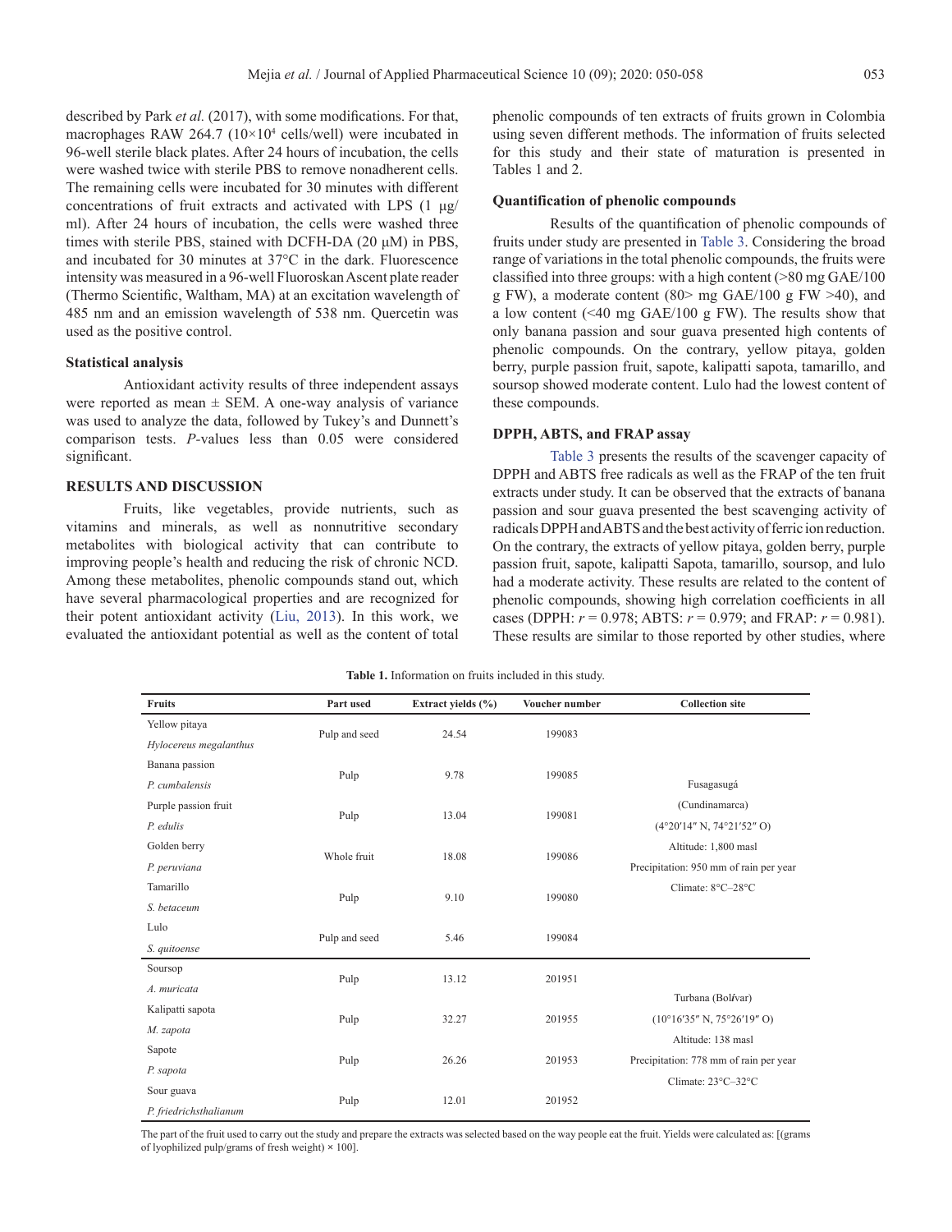described by Park *et al.* (2017), with some modifications. For that, macrophages RAW 264.7 ($10 \times 10^4$ cells/well) were incubated in 96-well sterile black plates. After 24 hours of incubation, the cells were washed twice with sterile PBS to remove nonadherent cells. The remaining cells were incubated for 30 minutes with different concentrations of fruit extracts and activated with LPS (1 μg/ml). After 24 hours of incubation, the cells were washed three times with sterile PBS, stained with DCFH-DA (20 μM) in PBS, and incubated for 30 minutes at 37°C in the dark. Fluorescence intensity was measured in a 96-well Fluoroskan Ascent plate reader (Thermo Scientific, Waltham, MA) at an excitation wavelength of 485 nm and an emission wavelength of 538 nm. Quercetin was used as the positive control.

### Statistical analysis

Antioxidant activity results of three independent assays were reported as mean ± SEM. A one-way analysis of variance was used to analyze the data, followed by Tukey's and Dunnett's comparison tests. *P*-values less than 0.05 were considered significant.

## RESULTS AND DISCUSSION

Fruits, like vegetables, provide nutrients, such as vitamins and minerals, as well as nonnutritive secondary metabolites with biological activity that can contribute to improving people's health and reducing the risk of chronic NCD. Among these metabolites, phenolic compounds stand out, which have several pharmacological properties and are recognized for their potent antioxidant activity (Liu, 2013). In this work, we evaluated the antioxidant potential as well as the content of total phenolic compounds of ten extracts of fruits grown in Colombia using seven different methods. The information of fruits selected for this study and their state of maturation is presented in Tables 1 and 2.

### Quantification of phenolic compounds

Results of the quantification of phenolic compounds of fruits under study are presented in Table 3. Considering the broad range of variations in the total phenolic compounds, the fruits were classified into three groups: with a high content (>80 mg GAE/100 g FW), a moderate content (80> mg GAE/100 g FW >40), and a low content (<40 mg GAE/100 g FW). The results show that only banana passion and sour guava presented high contents of phenolic compounds. On the contrary, yellow pitaya, golden berry, purple passion fruit, sapote, kalipatti sapota, tamarillo, and soursop showed moderate content. Lulo had the lowest content of these compounds.

### DPPH, ABTS, and FRAP assay

Table 3 presents the results of the scavenger capacity of DPPH and ABTS free radicals as well as the FRAP of the ten fruit extracts under study. It can be observed that the extracts of banana passion and sour guava presented the best scavenging activity of radicals DPPH and ABTS and the best activity of ferric ion reduction. On the contrary, the extracts of yellow pitaya, golden berry, purple passion fruit, sapote, kalipatti Sapota, tamarillo, soursop, and lulo had a moderate activity. These results are related to the content of phenolic compounds, showing high correlation coefficients in all cases (DPPH: $r = 0.978$; ABTS: $r = 0.979$; and FRAP: $r = 0.981$). These results are similar to those reported by other studies, where

**Table 1.** Information on fruits included in this study.

| Fruits | Part used | Extract yields (%) | Voucher number | Collection site |
|---|---|---|---|---|
| Yellow pitaya *Hylocereus megalanthus* | Pulp and seed | 24.54 | 199083 | Fusagasugá (Cundinamarca) (4°20′14″ N, 74°21′52″ O) Altitude: 1,800 masl Precipitation: 950 mm of rain per year Climate: 8°C–28°C |
| Banana passion *P. cumbalensis* | Pulp | 9.78 | 199085 | |
| Purple passion fruit *P. edulis* | Pulp | 13.04 | 199081 | |
| Golden berry *P. peruviana* | Whole fruit | 18.08 | 199086 | |
| Tamarillo *S. betaceum* | Pulp | 9.10 | 199080 | |
| Lulo *S. quitoense* | Pulp and seed | 5.46 | 199084 | |
| Soursop *A. muricata* | Pulp | 13.12 | 201951 | Turbana (Bolívar) (10°16′35″ N, 75°26′19″ O) Altitude: 138 masl Precipitation: 778 mm of rain per year Climate: 23°C–32°C |
| Kalipatti sapota *M. zapota* | Pulp | 32.27 | 201955 | |
| Sapote *P. sapota* | Pulp | 26.26 | 201953 | |
| Sour guava *P. friedrichsthalianum* | Pulp | 12.01 | 201952 | |

The part of the fruit used to carry out the study and prepare the extracts was selected based on the way people eat the fruit. Yields were calculated as: [(grams of lyophilized pulp/grams of fresh weight) × 100].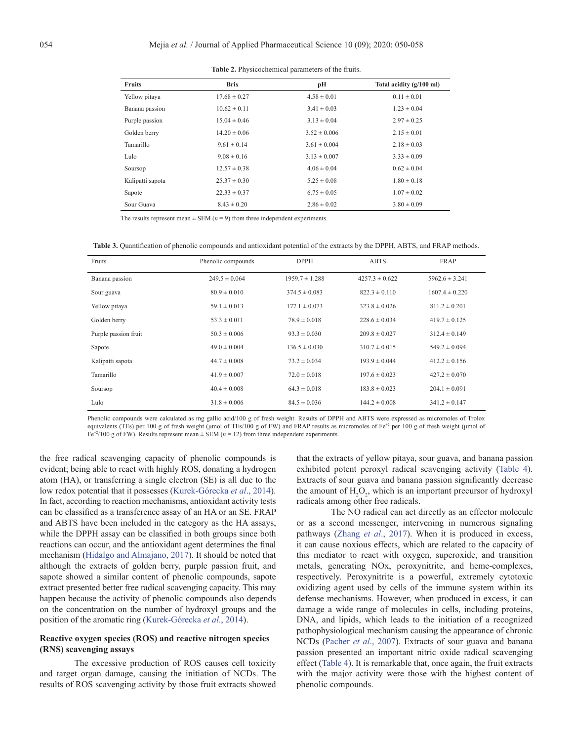**Table 2.** Physicochemical parameters of the fruits.

| Fruits | Brix | pH | Total acidity (g/100 ml) |
|---|---|---|---|
| Yellow pitaya | 17.68 ± 0.27 | 4.58 ± 0.01 | 0.11 ± 0.01 |
| Banana passion | 10.62 ± 0.11 | 3.41 ± 0.03 | 1.23 ± 0.04 |
| Purple passion | 15.04 ± 0.46 | 3.13 ± 0.04 | 2.97 ± 0.25 |
| Golden berry | 14.20 ± 0.06 | 3.52 ± 0.006 | 2.15 ± 0.01 |
| Tamarillo | 9.61 ± 0.14 | 3.61 ± 0.004 | 2.18 ± 0.03 |
| Lulo | 9.08 ± 0.16 | 3.13 ± 0.007 | 3.33 ± 0.09 |
| Soursop | 12.57 ± 0.38 | 4.06 ± 0.04 | 0.62 ± 0.04 |
| Kalipatti sapota | 25.37 ± 0.30 | 5.25 ± 0.08 | 1.80 ± 0.18 |
| Sapote | 22.33 ± 0.37 | 6.75 ± 0.05 | 1.07 ± 0.02 |
| Sour Guava | 8.43 ± 0.20 | 2.86 ± 0.02 | 3.80 ± 0.09 |

The results represent mean ± SEM ($n$ = 9) from three independent experiments.

**Table 3.** Quantification of phenolic compounds and antioxidant potential of the extracts by the DPPH, ABTS, and FRAP methods.

| Fruits | Phenolic compounds | DPPH | ABTS | FRAP |
|---|---|---|---|---|
| Banana passion | 249.5 ± 0.064 | 1959.7 ± 1.288 | 4257.3 ± 0.622 | 5962.6 ± 3.241 |
| Sour guava | 80.9 ± 0.010 | 374.5 ± 0.083 | 822.3 ± 0.110 | 1607.4 ± 0.220 |
| Yellow pitaya | 59.1 ± 0.013 | 177.1 ± 0.073 | 323.8 ± 0.026 | 811.2 ± 0.201 |
| Golden berry | 53.3 ± 0.011 | 78.9 ± 0.018 | 228.6 ± 0.034 | 419.7 ± 0.125 |
| Purple passion fruit | 50.3 ± 0.006 | 93.3 ± 0.030 | 209.8 ± 0.027 | 312.4 ± 0.149 |
| Sapote | 49.0 ± 0.004 | 136.5 ± 0.030 | 310.7 ± 0.015 | 549.2 ± 0.094 |
| Kalipatti sapota | 44.7 ± 0.008 | 73.2 ± 0.034 | 193.9 ± 0.044 | 412.2 ± 0.156 |
| Tamarillo | 41.9 ± 0.007 | 72.0 ± 0.018 | 197.6 ± 0.023 | 427.2 ± 0.070 |
| Soursop | 40.4 ± 0.008 | 64.3 ± 0.018 | 183.8 ± 0.023 | 204.1 ± 0.091 |
| Lulo | 31.8 ± 0.006 | 84.5 ± 0.036 | 144.2 ± 0.008 | 341.2 ± 0.147 |

Phenolic compounds were calculated as mg gallic acid/100 g of fresh weight. Results of DPPH and ABTS were expressed as micromoles of Trolox equivalents (TEs) per 100 g of fresh weight (μmol of TEs/100 g of FW) and FRAP results as micromoles of $Fe^{+2}$ per 100 g of fresh weight (μmol of $Fe^{+2}$/100 g of FW). Results represent mean ± SEM ($n$ = 12) from three independent experiments.

the free radical scavenging capacity of phenolic compounds is evident; being able to react with highly ROS, donating a hydrogen atom (HA), or transferring a single electron (SE) is all due to the low redox potential that it possesses (Kurek-Górecka *et al*., 2014). In fact, according to reaction mechanisms, antioxidant activity tests can be classified as a transference assay of an HA or an SE. FRAP and ABTS have been included in the category as the HA assays, while the DPPH assay can be classified in both groups since both reactions can occur, and the antioxidant agent determines the final mechanism (Hidalgo and Almajano, 2017). It should be noted that although the extracts of golden berry, purple passion fruit, and sapote showed a similar content of phenolic compounds, sapote extract presented better free radical scavenging capacity. This may happen because the activity of phenolic compounds also depends on the concentration on the number of hydroxyl groups and the position of the aromatic ring (Kurek-Górecka *et al*., 2014).

### Reactive oxygen species (ROS) and reactive nitrogen species (RNS) scavenging assays

The excessive production of ROS causes cell toxicity and target organ damage, causing the initiation of NCDs. The results of ROS scavenging activity by those fruit extracts showed that the extracts of yellow pitaya, sour guava, and banana passion exhibited potent peroxyl radical scavenging activity (Table 4). Extracts of sour guava and banana passion significantly decrease the amount of $H_2O_2$, which is an important precursor of hydroxyl radicals among other free radicals.

The NO radical can act directly as an effector molecule or as a second messenger, intervening in numerous signaling pathways (Zhang *et al*., 2017). When it is produced in excess, it can cause noxious effects, which are related to the capacity of this mediator to react with oxygen, superoxide, and transition metals, generating NOx, peroxynitrite, and heme-complexes, respectively. Peroxynitrite is a powerful, extremely cytotoxic oxidizing agent used by cells of the immune system within its defense mechanisms. However, when produced in excess, it can damage a wide range of molecules in cells, including proteins, DNA, and lipids, which leads to the initiation of a recognized pathophysiological mechanism causing the appearance of chronic NCDs (Pacher *et al*., 2007). Extracts of sour guava and banana passion presented an important nitric oxide radical scavenging effect (Table 4). It is remarkable that, once again, the fruit extracts with the major activity were those with the highest content of phenolic compounds.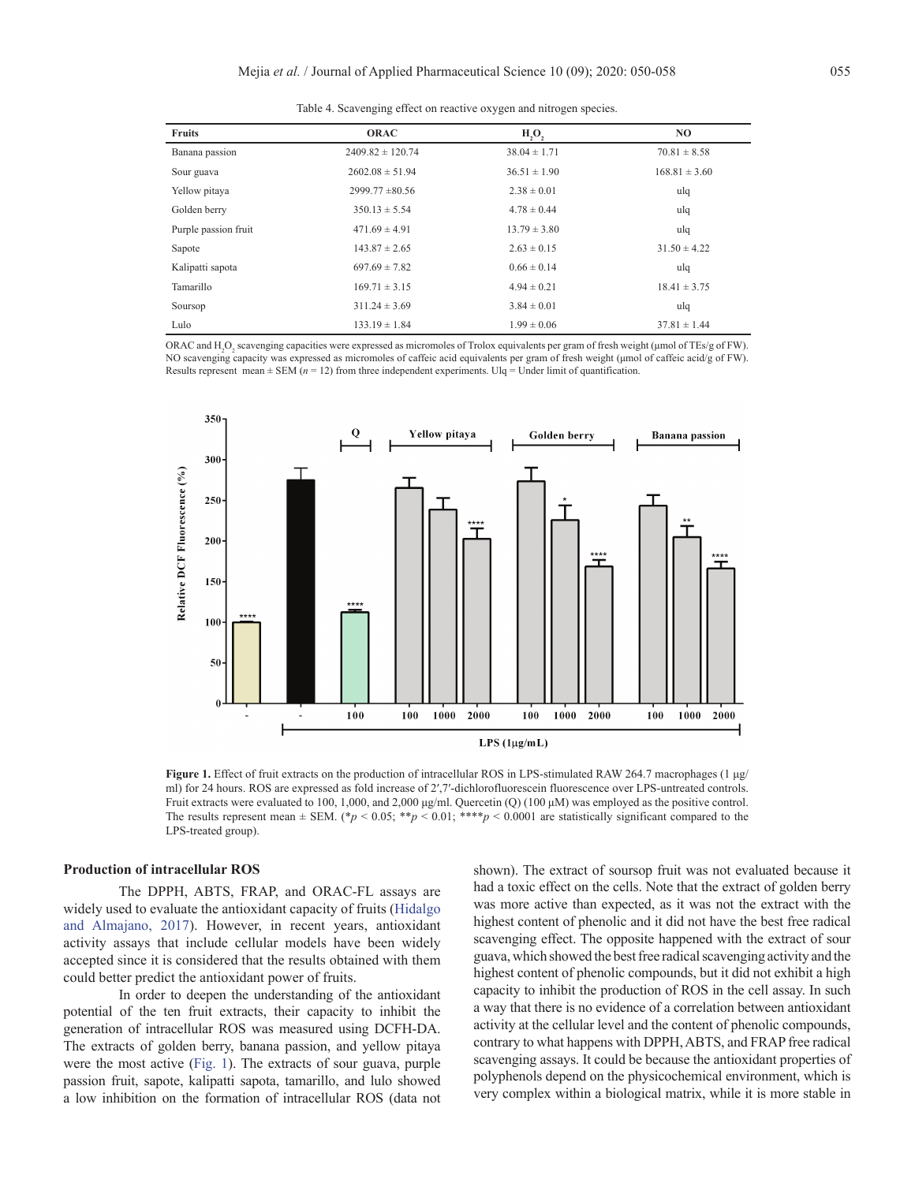Table 4. Scavenging effect on reactive oxygen and nitrogen species.

| Fruits | ORAC | $H_2O_2$ | NO |
|---|---|---|---|
| Banana passion | 2409.82 ± 120.74 | 38.04 ± 1.71 | 70.81 ± 8.58 |
| Sour guava | 2602.08 ± 51.94 | 36.51 ± 1.90 | 168.81 ± 3.60 |
| Yellow pitaya | 2999.77 ±80.56 | 2.38 ± 0.01 | ulq |
| Golden berry | 350.13 ± 5.54 | 4.78 ± 0.44 | ulq |
| Purple passion fruit | 471.69 ± 4.91 | 13.79 ± 3.80 | ulq |
| Sapote | 143.87 ± 2.65 | 2.63 ± 0.15 | 31.50 ± 4.22 |
| Kalipatti sapota | 697.69 ± 7.82 | 0.66 ± 0.14 | ulq |
| Tamarillo | 169.71 ± 3.15 | 4.94 ± 0.21 | 18.41 ± 3.75 |
| Soursop | 311.24 ± 3.69 | 3.84 ± 0.01 | ulq |
| Lulo | 133.19 ± 1.84 | 1.99 ± 0.06 | 37.81 ± 1.44 |

ORAC and $H_2O_2$ scavenging capacities were expressed as micromoles of Trolox equivalents per gram of fresh weight (μmol of TEs/g of FW). NO scavenging capacity was expressed as micromoles of caffeic acid equivalents per gram of fresh weight (μmol of caffeic acid/g of FW). Results represent mean ± SEM ($n$ = 12) from three independent experiments. Ulq = Under limit of quantification.

**Figure 1.** Effect of fruit extracts on the production of intracellular ROS in LPS-stimulated RAW 264.7 macrophages (1 μg/ml) for 24 hours. ROS are expressed as fold increase of 2′,7′-dichlorofluorescein fluorescence over LPS-untreated controls. Fruit extracts were evaluated to 100, 1,000, and 2,000 μg/ml. Quercetin (Q) (100 μM) was employed as the positive control. The results represent mean ± SEM. (*$p$ < 0.05; **$p$ < 0.01; ****$p$ < 0.0001 are statistically significant compared to the LPS-treated group).

### Production of intracellular ROS

The DPPH, ABTS, FRAP, and ORAC-FL assays are widely used to evaluate the antioxidant capacity of fruits (Hidalgo and Almajano, 2017). However, in recent years, antioxidant activity assays that include cellular models have been widely accepted since it is considered that the results obtained with them could better predict the antioxidant power of fruits.

In order to deepen the understanding of the antioxidant potential of the ten fruit extracts, their capacity to inhibit the generation of intracellular ROS was measured using DCFH-DA. The extracts of golden berry, banana passion, and yellow pitaya were the most active (Fig. 1). The extracts of sour guava, purple passion fruit, sapote, kalipatti sapota, tamarillo, and lulo showed a low inhibition on the formation of intracellular ROS (data not shown). The extract of soursop fruit was not evaluated because it had a toxic effect on the cells. Note that the extract of golden berry was more active than expected, as it was not the extract with the highest content of phenolic and it did not have the best free radical scavenging effect. The opposite happened with the extract of sour guava, which showed the best free radical scavenging activity and the highest content of phenolic compounds, but it did not exhibit a high capacity to inhibit the production of ROS in the cell assay. In such a way that there is no evidence of a correlation between antioxidant activity at the cellular level and the content of phenolic compounds, contrary to what happens with DPPH, ABTS, and FRAP free radical scavenging assays. It could be because the antioxidant properties of polyphenols depend on the physicochemical environment, which is very complex within a biological matrix, while it is more stable in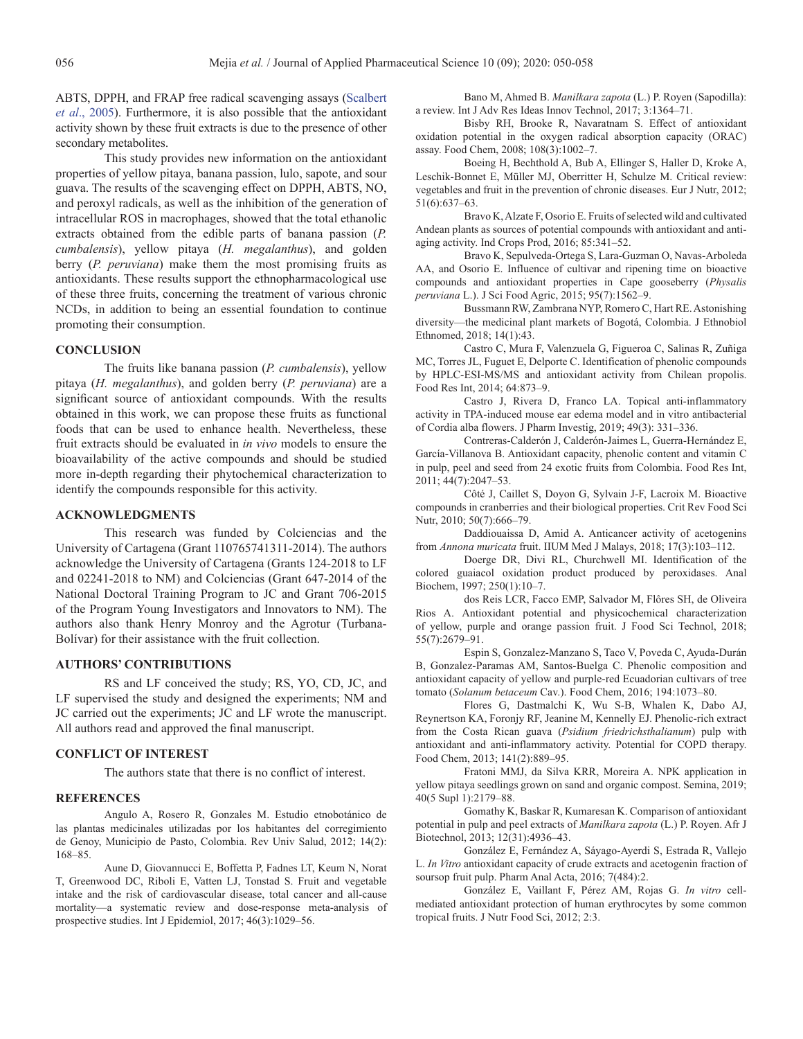ABTS, DPPH, and FRAP free radical scavenging assays (Scalbert *et al*., 2005). Furthermore, it is also possible that the antioxidant activity shown by these fruit extracts is due to the presence of other secondary metabolites.

This study provides new information on the antioxidant properties of yellow pitaya, banana passion, lulo, sapote, and sour guava. The results of the scavenging effect on DPPH, ABTS, NO, and peroxyl radicals, as well as the inhibition of the generation of intracellular ROS in macrophages, showed that the total ethanolic extracts obtained from the edible parts of banana passion (*P. cumbalensis*), yellow pitaya (*H. megalanthus*), and golden berry (*P. peruviana*) make them the most promising fruits as antioxidants. These results support the ethnopharmacological use of these three fruits, concerning the treatment of various chronic NCDs, in addition to being an essential foundation to continue promoting their consumption.

## CONCLUSION

The fruits like banana passion (*P. cumbalensis*), yellow pitaya (*H. megalanthus*), and golden berry (*P. peruviana*) are a significant source of antioxidant compounds. With the results obtained in this work, we can propose these fruits as functional foods that can be used to enhance health. Nevertheless, these fruit extracts should be evaluated in *in vivo* models to ensure the bioavailability of the active compounds and should be studied more in-depth regarding their phytochemical characterization to identify the compounds responsible for this activity.

## ACKNOWLEDGMENTS

This research was funded by Colciencias and the University of Cartagena (Grant 110765741311-2014). The authors acknowledge the University of Cartagena (Grants 124-2018 to LF and 02241-2018 to NM) and Colciencias (Grant 647-2014 of the National Doctoral Training Program to JC and Grant 706-2015 of the Program Young Investigators and Innovators to NM). The authors also thank Henry Monroy and the Agrotur (Turbana-Bolívar) for their assistance with the fruit collection.

## AUTHORS' CONTRIBUTIONS

RS and LF conceived the study; RS, YO, CD, JC, and LF supervised the study and designed the experiments; NM and JC carried out the experiments; JC and LF wrote the manuscript. All authors read and approved the final manuscript.

## CONFLICT OF INTEREST

The authors state that there is no conflict of interest.

## REFERENCES

Angulo A, Rosero R, Gonzales M. Estudio etnobotánico de las plantas medicinales utilizadas por los habitantes del corregimiento de Genoy, Municipio de Pasto, Colombia. Rev Univ Salud, 2012; 14(2): 168–85.

Aune D, Giovannucci E, Boffetta P, Fadnes LT, Keum N, Norat T, Greenwood DC, Riboli E, Vatten LJ, Tonstad S. Fruit and vegetable intake and the risk of cardiovascular disease, total cancer and all-cause mortality—a systematic review and dose-response meta-analysis of prospective studies. Int J Epidemiol, 2017; 46(3):1029–56.

Bano M, Ahmed B. *Manilkara zapota* (L.) P. Royen (Sapodilla): a review. Int J Adv Res Ideas Innov Technol, 2017; 3:1364–71.

Bisby RH, Brooke R, Navaratnam S. Effect of antioxidant oxidation potential in the oxygen radical absorption capacity (ORAC) assay. Food Chem, 2008; 108(3):1002–7.

Boeing H, Bechthold A, Bub A, Ellinger S, Haller D, Kroke A, Leschik-Bonnet E, Müller MJ, Oberritter H, Schulze M. Critical review: vegetables and fruit in the prevention of chronic diseases. Eur J Nutr, 2012; 51(6):637–63.

Bravo K, Alzate F, Osorio E. Fruits of selected wild and cultivated Andean plants as sources of potential compounds with antioxidant and anti-aging activity. Ind Crops Prod, 2016; 85:341–52.

Bravo K, Sepulveda-Ortega S, Lara-Guzman O, Navas-Arboleda AA, and Osorio E. Influence of cultivar and ripening time on bioactive compounds and antioxidant properties in Cape gooseberry (*Physalis peruviana* L.). J Sci Food Agric, 2015; 95(7):1562–9.

Bussmann RW, Zambrana NYP, Romero C, Hart RE. Astonishing diversity—the medicinal plant markets of Bogotá, Colombia. J Ethnobiol Ethnomed, 2018; 14(1):43.

Castro C, Mura F, Valenzuela G, Figueroa C, Salinas R, Zuñiga MC, Torres JL, Fuguet E, Delporte C. Identification of phenolic compounds by HPLC-ESI-MS/MS and antioxidant activity from Chilean propolis. Food Res Int, 2014; 64:873–9.

Castro J, Rivera D, Franco LA. Topical anti-inflammatory activity in TPA-induced mouse ear edema model and in vitro antibacterial of Cordia alba flowers. J Pharm Investig, 2019; 49(3): 331–336.

Contreras-Calderón J, Calderón-Jaimes L, Guerra-Hernández E, García-Villanova B. Antioxidant capacity, phenolic content and vitamin C in pulp, peel and seed from 24 exotic fruits from Colombia. Food Res Int, 2011; 44(7):2047–53.

Côté J, Caillet S, Doyon G, Sylvain J-F, Lacroix M. Bioactive compounds in cranberries and their biological properties. Crit Rev Food Sci Nutr, 2010; 50(7):666–79.

Daddiouaissa D, Amid A. Anticancer activity of acetogenins from *Annona muricata* fruit. IIUM Med J Malays, 2018; 17(3):103–112.

Doerge DR, Divi RL, Churchwell MI. Identification of the colored guaiacol oxidation product produced by peroxidases. Anal Biochem, 1997; 250(1):10–7.

dos Reis LCR, Facco EMP, Salvador M, Flôres SH, de Oliveira Rios A. Antioxidant potential and physicochemical characterization of yellow, purple and orange passion fruit. J Food Sci Technol, 2018; 55(7):2679–91.

Espin S, Gonzalez-Manzano S, Taco V, Poveda C, Ayuda-Durán B, Gonzalez-Paramas AM, Santos-Buelga C. Phenolic composition and antioxidant capacity of yellow and purple-red Ecuadorian cultivars of tree tomato (*Solanum betaceum* Cav.). Food Chem, 2016; 194:1073–80.

Flores G, Dastmalchi K, Wu S-B, Whalen K, Dabo AJ, Reynertson KA, Foronjy RF, Jeanine M, Kennelly EJ. Phenolic-rich extract from the Costa Rican guava (*Psidium friedrichsthalianum*) pulp with antioxidant and anti-inflammatory activity. Potential for COPD therapy. Food Chem, 2013; 141(2):889–95.

Fratoni MMJ, da Silva KRR, Moreira A. NPK application in yellow pitaya seedlings grown on sand and organic compost. Semina, 2019; 40(5 Supl 1):2179–88.

Gomathy K, Baskar R, Kumaresan K. Comparison of antioxidant potential in pulp and peel extracts of *Manilkara zapota* (L.) P. Royen. Afr J Biotechnol, 2013; 12(31):4936–43.

González E, Fernández A, Sáyago-Ayerdi S, Estrada R, Vallejo L. *In Vitro* antioxidant capacity of crude extracts and acetogenin fraction of soursop fruit pulp. Pharm Anal Acta, 2016; 7(484):2.

González E, Vaillant F, Pérez AM, Rojas G. *In vitro* cell-mediated antioxidant protection of human erythrocytes by some common tropical fruits. J Nutr Food Sci, 2012; 2:3.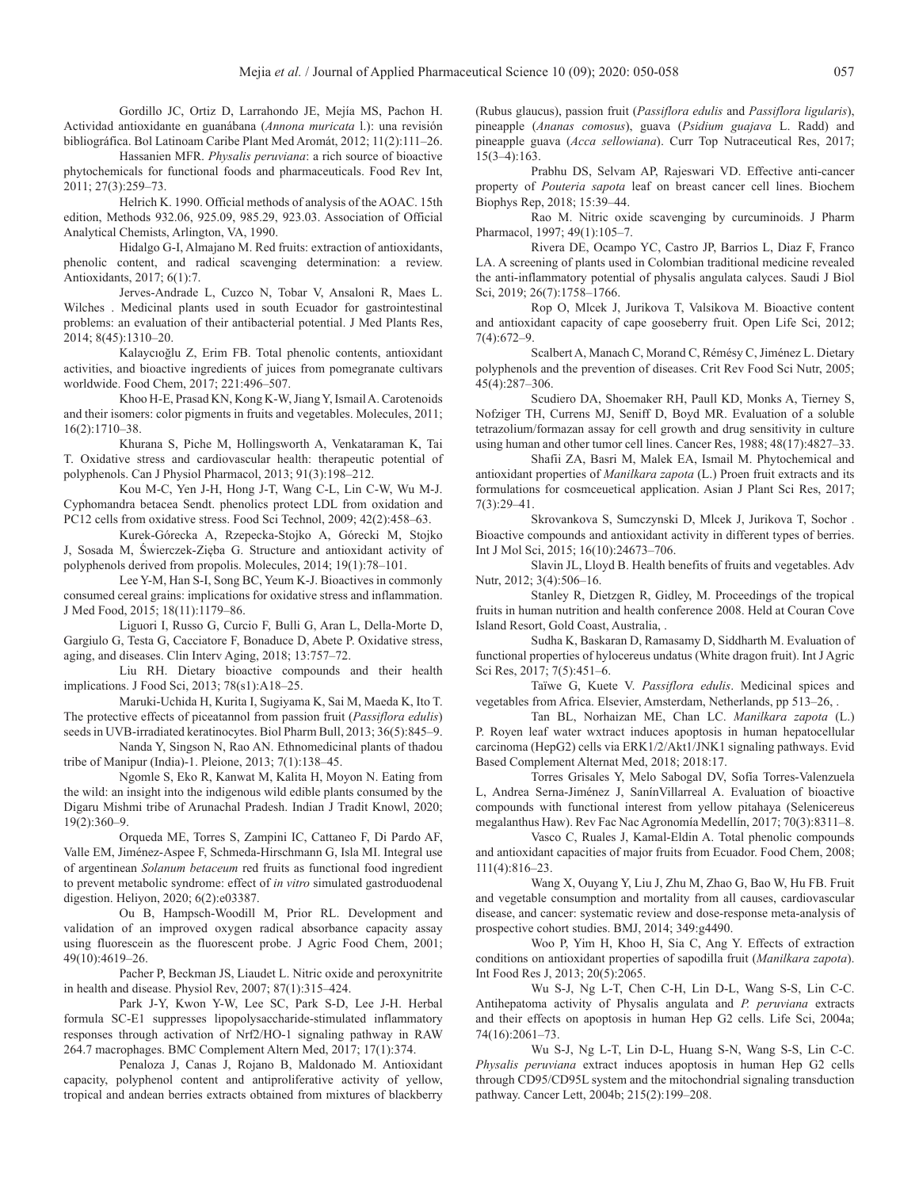Gordillo JC, Ortiz D, Larrahondo JE, Mejía MS, Pachon H. Actividad antioxidante en guanábana (*Annona muricata* l.): una revisión bibliográfica. Bol Latinoam Caribe Plant Med Aromát, 2012; 11(2):111–26.

Hassanien MFR. *Physalis peruviana*: a rich source of bioactive phytochemicals for functional foods and pharmaceuticals. Food Rev Int, 2011; 27(3):259–73.

Helrich K. 1990. Official methods of analysis of the AOAC. 15th edition, Methods 932.06, 925.09, 985.29, 923.03. Association of Official Analytical Chemists, Arlington, VA, 1990.

Hidalgo G-I, Almajano M. Red fruits: extraction of antioxidants, phenolic content, and radical scavenging determination: a review. Antioxidants, 2017; 6(1):7.

Jerves-Andrade L, Cuzco N, Tobar V, Ansaloni R, Maes L. Wilches . Medicinal plants used in south Ecuador for gastrointestinal problems: an evaluation of their antibacterial potential. J Med Plants Res, 2014; 8(45):1310–20.

Kalaycıoğlu Z, Erim FB. Total phenolic contents, antioxidant activities, and bioactive ingredients of juices from pomegranate cultivars worldwide. Food Chem, 2017; 221:496–507.

Khoo H-E, Prasad KN, Kong K-W, Jiang Y, Ismail A. Carotenoids and their isomers: color pigments in fruits and vegetables. Molecules, 2011; 16(2):1710–38.

Khurana S, Piche M, Hollingsworth A, Venkataraman K, Tai T. Oxidative stress and cardiovascular health: therapeutic potential of polyphenols. Can J Physiol Pharmacol, 2013; 91(3):198–212.

Kou M-C, Yen J-H, Hong J-T, Wang C-L, Lin C-W, Wu M-J. Cyphomandra betacea Sendt. phenolics protect LDL from oxidation and PC12 cells from oxidative stress. Food Sci Technol, 2009; 42(2):458–63.

Kurek-Górecka A, Rzepecka-Stojko A, Górecki M, Stojko J, Sosada M, Świerczek-Zięba G. Structure and antioxidant activity of polyphenols derived from propolis. Molecules, 2014; 19(1):78–101.

Lee Y-M, Han S-I, Song BC, Yeum K-J. Bioactives in commonly consumed cereal grains: implications for oxidative stress and inflammation. J Med Food, 2015; 18(11):1179–86.

Liguori I, Russo G, Curcio F, Bulli G, Aran L, Della-Morte D, Gargiulo G, Testa G, Cacciatore F, Bonaduce D, Abete P. Oxidative stress, aging, and diseases. Clin Interv Aging, 2018; 13:757–72.

Liu RH. Dietary bioactive compounds and their health implications. J Food Sci, 2013; 78(s1):A18–25.

Maruki-Uchida H, Kurita I, Sugiyama K, Sai M, Maeda K, Ito T. The protective effects of piceatannol from passion fruit (*Passiflora edulis*) seeds in UVB-irradiated keratinocytes. Biol Pharm Bull, 2013; 36(5):845–9.

Nanda Y, Singson N, Rao AN. Ethnomedicinal plants of thadou tribe of Manipur (India)-1. Pleione, 2013; 7(1):138–45.

Ngomle S, Eko R, Kanwat M, Kalita H, Moyon N. Eating from the wild: an insight into the indigenous wild edible plants consumed by the Digaru Mishmi tribe of Arunachal Pradesh. Indian J Tradit Knowl, 2020; 19(2):360–9.

Orqueda ME, Torres S, Zampini IC, Cattaneo F, Di Pardo AF, Valle EM, Jiménez-Aspee F, Schmeda-Hirschmann G, Isla MI. Integral use of argentinean *Solanum betaceum* red fruits as functional food ingredient to prevent metabolic syndrome: effect of *in vitro* simulated gastroduodenal digestion. Heliyon, 2020; 6(2):e03387.

Ou B, Hampsch-Woodill M, Prior RL. Development and validation of an improved oxygen radical absorbance capacity assay using fluorescein as the fluorescent probe. J Agric Food Chem, 2001; 49(10):4619–26.

Pacher P, Beckman JS, Liaudet L. Nitric oxide and peroxynitrite in health and disease. Physiol Rev, 2007; 87(1):315–424.

Park J-Y, Kwon Y-W, Lee SC, Park S-D, Lee J-H. Herbal formula SC-E1 suppresses lipopolysaccharide-stimulated inflammatory responses through activation of Nrf2/HO-1 signaling pathway in RAW 264.7 macrophages. BMC Complement Altern Med, 2017; 17(1):374.

Penaloza J, Canas J, Rojano B, Maldonado M. Antioxidant capacity, polyphenol content and antiproliferative activity of yellow, tropical and andean berries extracts obtained from mixtures of blackberry (Rubus glaucus), passion fruit (*Passiflora edulis* and *Passiflora ligularis*), pineapple (*Ananas comosus*), guava (*Psidium guajava* L. Radd) and pineapple guava (*Acca sellowiana*). Curr Top Nutraceutical Res, 2017; 15(3–4):163.

Prabhu DS, Selvam AP, Rajeswari VD. Effective anti-cancer property of *Pouteria sapota* leaf on breast cancer cell lines. Biochem Biophys Rep, 2018; 15:39–44.

Rao M. Nitric oxide scavenging by curcuminoids. J Pharm Pharmacol, 1997; 49(1):105–7.

Rivera DE, Ocampo YC, Castro JP, Barrios L, Diaz F, Franco LA. A screening of plants used in Colombian traditional medicine revealed the anti-inflammatory potential of physalis angulata calyces. Saudi J Biol Sci, 2019; 26(7):1758–1766.

Rop O, Mlcek J, Jurikova T, Valsikova M. Bioactive content and antioxidant capacity of cape gooseberry fruit. Open Life Sci, 2012; 7(4):672–9.

Scalbert A, Manach C, Morand C, Rémésy C, Jiménez L. Dietary polyphenols and the prevention of diseases. Crit Rev Food Sci Nutr, 2005; 45(4):287–306.

Scudiero DA, Shoemaker RH, Paull KD, Monks A, Tierney S, Nofziger TH, Currens MJ, Seniff D, Boyd MR. Evaluation of a soluble tetrazolium/formazan assay for cell growth and drug sensitivity in culture using human and other tumor cell lines. Cancer Res, 1988; 48(17):4827–33.

Shafii ZA, Basri M, Malek EA, Ismail M. Phytochemical and antioxidant properties of *Manilkara zapota* (L.) Proen fruit extracts and its formulations for cosmceuetical application. Asian J Plant Sci Res, 2017; 7(3):29–41.

Skrovankova S, Sumczynski D, Mlcek J, Jurikova T, Sochor . Bioactive compounds and antioxidant activity in different types of berries. Int J Mol Sci, 2015; 16(10):24673–706.

Slavin JL, Lloyd B. Health benefits of fruits and vegetables. Adv Nutr, 2012; 3(4):506–16.

Stanley R, Dietzgen R, Gidley, M. Proceedings of the tropical fruits in human nutrition and health conference 2008. Held at Couran Cove Island Resort, Gold Coast, Australia, .

Sudha K, Baskaran D, Ramasamy D, Siddharth M. Evaluation of functional properties of hylocereus undatus (White dragon fruit). Int J Agric Sci Res, 2017; 7(5):451–6.

Taïwe G, Kuete V. *Passiflora edulis*. Medicinal spices and vegetables from Africa. Elsevier, Amsterdam, Netherlands, pp 513–26, .

Tan BL, Norhaizan ME, Chan LC. *Manilkara zapota* (L.) P. Royen leaf water wxtract induces apoptosis in human hepatocellular carcinoma (HepG2) cells via ERK1/2/Akt1/JNK1 signaling pathways. Evid Based Complement Alternat Med, 2018; 2018:17.

Torres Grisales Y, Melo Sabogal DV, Sofía Torres-Valenzuela L, Andrea Serna-Jiménez J, SanínVillarreal A. Evaluation of bioactive compounds with functional interest from yellow pitahaya (Selenicereus megalanthus Haw). Rev Fac Nac Agronomía Medellín, 2017; 70(3):8311–8.

Vasco C, Ruales J, Kamal-Eldin A. Total phenolic compounds and antioxidant capacities of major fruits from Ecuador. Food Chem, 2008; 111(4):816–23.

Wang X, Ouyang Y, Liu J, Zhu M, Zhao G, Bao W, Hu FB. Fruit and vegetable consumption and mortality from all causes, cardiovascular disease, and cancer: systematic review and dose-response meta-analysis of prospective cohort studies. BMJ, 2014; 349:g4490.

Woo P, Yim H, Khoo H, Sia C, Ang Y. Effects of extraction conditions on antioxidant properties of sapodilla fruit (*Manilkara zapota*). Int Food Res J, 2013; 20(5):2065.

Wu S-J, Ng L-T, Chen C-H, Lin D-L, Wang S-S, Lin C-C. Antihepatoma activity of Physalis angulata and *P. peruviana* extracts and their effects on apoptosis in human Hep G2 cells. Life Sci, 2004a; 74(16):2061–73.

Wu S-J, Ng L-T, Lin D-L, Huang S-N, Wang S-S, Lin C-C. *Physalis peruviana* extract induces apoptosis in human Hep G2 cells through CD95/CD95L system and the mitochondrial signaling transduction pathway. Cancer Lett, 2004b; 215(2):199–208.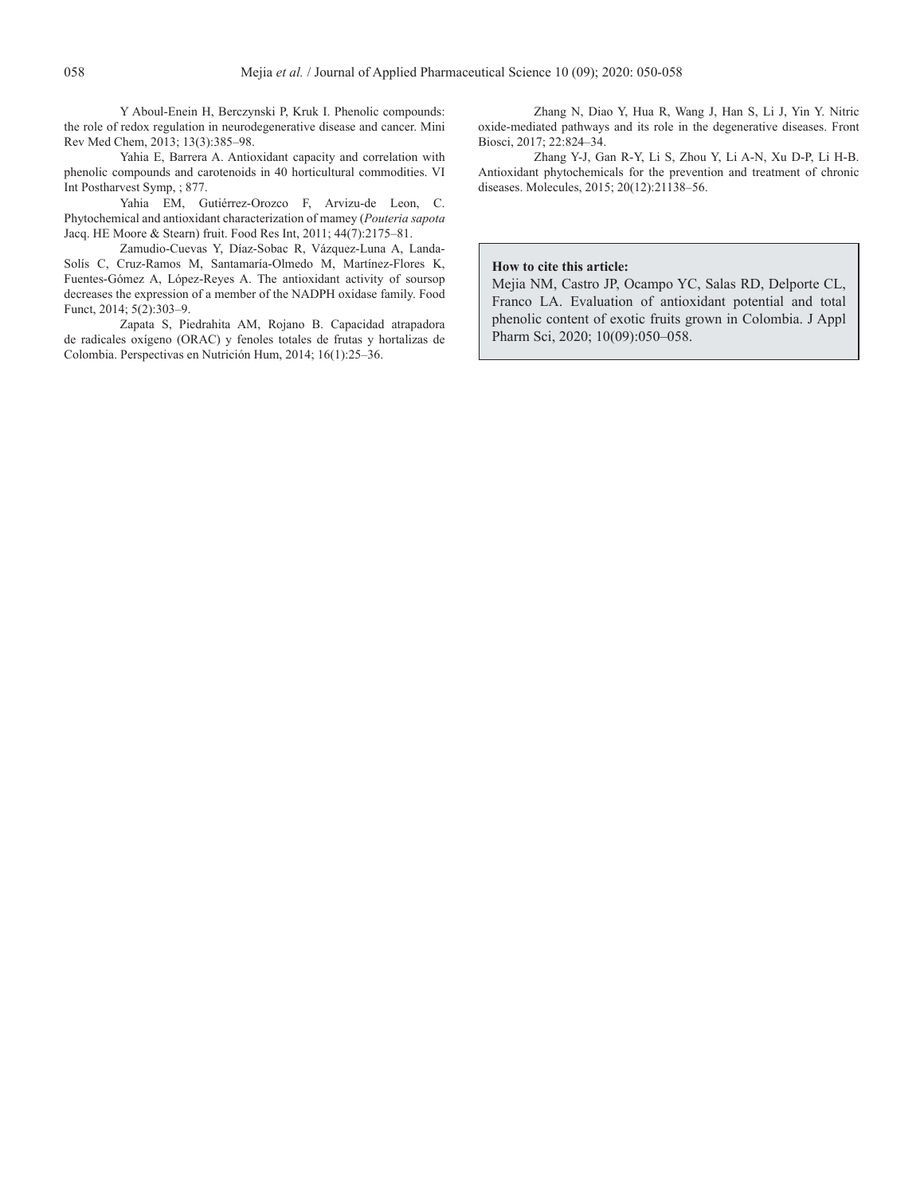Y Aboul-Enein H, Berczynski P, Kruk I. Phenolic compounds: the role of redox regulation in neurodegenerative disease and cancer. Mini Rev Med Chem, 2013; 13(3):385–98.

Yahia E, Barrera A. Antioxidant capacity and correlation with phenolic compounds and carotenoids in 40 horticultural commodities. VI Int Postharvest Symp, ; 877.

Yahia EM, Gutiérrez-Orozco F, Arvizu-de Leon, C. Phytochemical and antioxidant characterization of mamey (*Pouteria sapota* Jacq. HE Moore & Stearn) fruit. Food Res Int, 2011; 44(7):2175–81.

Zamudio-Cuevas Y, Díaz-Sobac R, Vázquez-Luna A, Landa-Solís C, Cruz-Ramos M, Santamaría-Olmedo M, Martínez-Flores K, Fuentes-Gómez A, López-Reyes A. The antioxidant activity of soursop decreases the expression of a member of the NADPH oxidase family. Food Funct, 2014; 5(2):303–9.

Zapata S, Piedrahita AM, Rojano B. Capacidad atrapadora de radicales oxígeno (ORAC) y fenoles totales de frutas y hortalizas de Colombia. Perspectivas en Nutrición Hum, 2014; 16(1):25–36.

Zhang N, Diao Y, Hua R, Wang J, Han S, Li J, Yin Y. Nitric oxide-mediated pathways and its role in the degenerative diseases. Front Biosci, 2017; 22:824–34.

Zhang Y-J, Gan R-Y, Li S, Zhou Y, Li A-N, Xu D-P, Li H-B. Antioxidant phytochemicals for the prevention and treatment of chronic diseases. Molecules, 2015; 20(12):21138–56.

**How to cite this article:**

Mejia NM, Castro JP, Ocampo YC, Salas RD, Delporte CL, Franco LA. Evaluation of antioxidant potential and total phenolic content of exotic fruits grown in Colombia. J Appl Pharm Sci, 2020; 10(09):050–058.